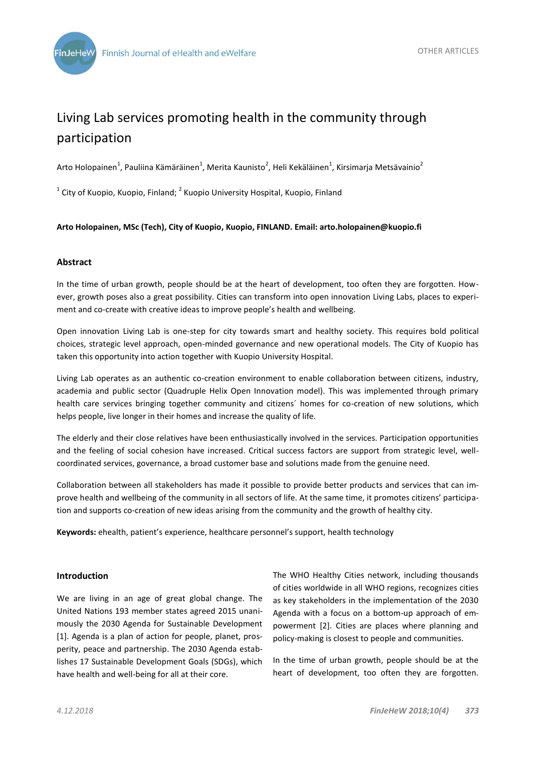# Living Lab services promoting health in the community through participation

Arto Holopainen[1], Pauliina Kämäräinen[1], Merita Kaunisto[2], Heli Kekäläinen[1], Kirsimarja Metsävainio[2]

[1] City of Kuopio, Kuopio, Finland; [2] Kuopio University Hospital, Kuopio, Finland

**Arto Holopainen, MSc (Tech), City of Kuopio, Kuopio, FINLAND. Email: arto.holopainen@kuopio.fi**

## Abstract

In the time of urban growth, people should be at the heart of development, too often they are forgotten. However, growth poses also a great possibility. Cities can transform into open innovation Living Labs, places to experiment and co-create with creative ideas to improve people's health and wellbeing.

Open innovation Living Lab is one-step for city towards smart and healthy society. This requires bold political choices, strategic level approach, open-minded governance and new operational models. The City of Kuopio has taken this opportunity into action together with Kuopio University Hospital.

Living Lab operates as an authentic co-creation environment to enable collaboration between citizens, industry, academia and public sector (Quadruple Helix Open Innovation model). This was implemented through primary health care services bringing together community and citizens´ homes for co-creation of new solutions, which helps people, live longer in their homes and increase the quality of life.

The elderly and their close relatives have been enthusiastically involved in the services. Participation opportunities and the feeling of social cohesion have increased. Critical success factors are support from strategic level, well-coordinated services, governance, a broad customer base and solutions made from the genuine need.

Collaboration between all stakeholders has made it possible to provide better products and services that can improve health and wellbeing of the community in all sectors of life. At the same time, it promotes citizens' participation and supports co-creation of new ideas arising from the community and the growth of healthy city.

**Keywords:** ehealth, patient's experience, healthcare personnel's support, health technology

## Introduction

We are living in an age of great global change. The United Nations 193 member states agreed 2015 unanimously the 2030 Agenda for Sustainable Development [1]. Agenda is a plan of action for people, planet, prosperity, peace and partnership. The 2030 Agenda establishes 17 Sustainable Development Goals (SDGs), which have health and well-being for all at their core.

The WHO Healthy Cities network, including thousands of cities worldwide in all WHO regions, recognizes cities as key stakeholders in the implementation of the 2030 Agenda with a bottom-up approach of a focus on empowerment [2]. Cities are places where planning and policy-making is closest to people and communities.

In the time of urban growth, people should be at the heart of development, too often they are forgotten.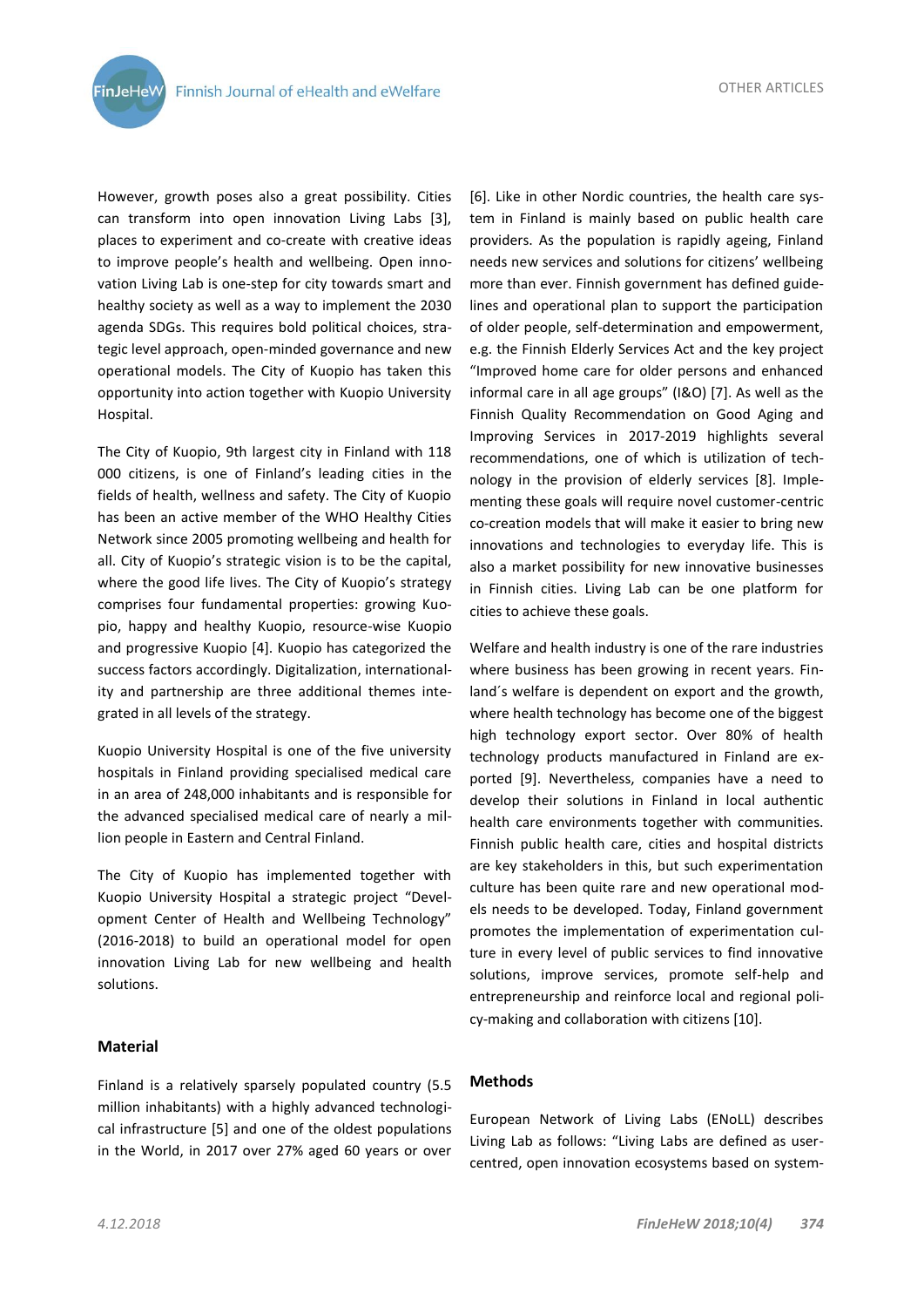However, growth poses also a great possibility. Cities can transform into open innovation Living Labs [3], places to experiment and co-create with creative ideas to improve people's health and wellbeing. Open innovation Living Lab is one-step for city towards smart and healthy society as well as a way to implement the 2030 agenda SDGs. This requires bold political choices, strategic level approach, open-minded governance and new operational models. The City of Kuopio has taken this opportunity into action together with Kuopio University Hospital.

The City of Kuopio, 9th largest city in Finland with 118 000 citizens, is one of Finland's leading cities in the fields of health, wellness and safety. The City of Kuopio has been an active member of the WHO Healthy Cities Network since 2005 promoting wellbeing and health for all. City of Kuopio's strategic vision is to be the capital, where the good life lives. The City of Kuopio's strategy comprises four fundamental properties: growing Kuopio, happy and healthy Kuopio, resource-wise Kuopio and progressive Kuopio [4]. Kuopio has categorized the success factors accordingly. Digitalization, internationality and partnership are three additional themes integrated in all levels of the strategy.

Kuopio University Hospital is one of the five university hospitals in Finland providing specialised medical care in an area of 248,000 inhabitants and is responsible for the advanced specialised medical care of nearly a million people in Eastern and Central Finland.

The City of Kuopio has implemented together with Kuopio University Hospital a strategic project "Development Center of Health and Wellbeing Technology" (2016-2018) to build an operational model for open innovation Living Lab for new wellbeing and health solutions.

## Material

Finland is a relatively sparsely populated country (5.5 million inhabitants) with a highly advanced technological infrastructure [5] and one of the oldest populations in the World, in 2017 over 27% aged 60 years or over [6]. Like in other Nordic countries, the health care system in Finland is mainly based on public health care providers. As the population is rapidly ageing, Finland needs new services and solutions for citizens' wellbeing more than ever. Finnish government has defined guidelines and operational plan to support the participation of older people, self-determination and empowerment, e.g. the Finnish Elderly Services Act and the key project "Improved home care for older persons and enhanced informal care in all age groups" (I&O) [7]. As well as the Finnish Quality Recommendation on Good Aging and Improving Services in 2017-2019 highlights several recommendations, one of which is utilization of technology in the provision of elderly services [8]. Implementing these goals will require novel customer-centric co-creation models that will make it easier to bring new innovations and technologies to everyday life. This is also a market possibility for new innovative businesses in Finnish cities. Living Lab can be one platform for cities to achieve these goals.

Welfare and health industry is one of the rare industries where business has been growing in recent years. Finland´s welfare is dependent on export and the growth, where health technology has become one of the biggest high technology export sector. Over 80% of health technology products manufactured in Finland are exported [9]. Nevertheless, companies have a need to develop their solutions in Finland in local authentic health care environments together with communities. Finnish public health care, cities and hospital districts are key stakeholders in this, but such experimentation culture has been quite rare and new operational models needs to be developed. Today, Finland government promotes the implementation of experimentation culture in every level of public services to find innovative solutions, improve services, promote self-help and entrepreneurship and reinforce local and regional policy-making and collaboration with citizens [10].

## Methods

European Network of Living Labs (ENoLL) describes Living Lab as follows: "Living Labs are defined as user-centred, open innovation ecosystems based on system-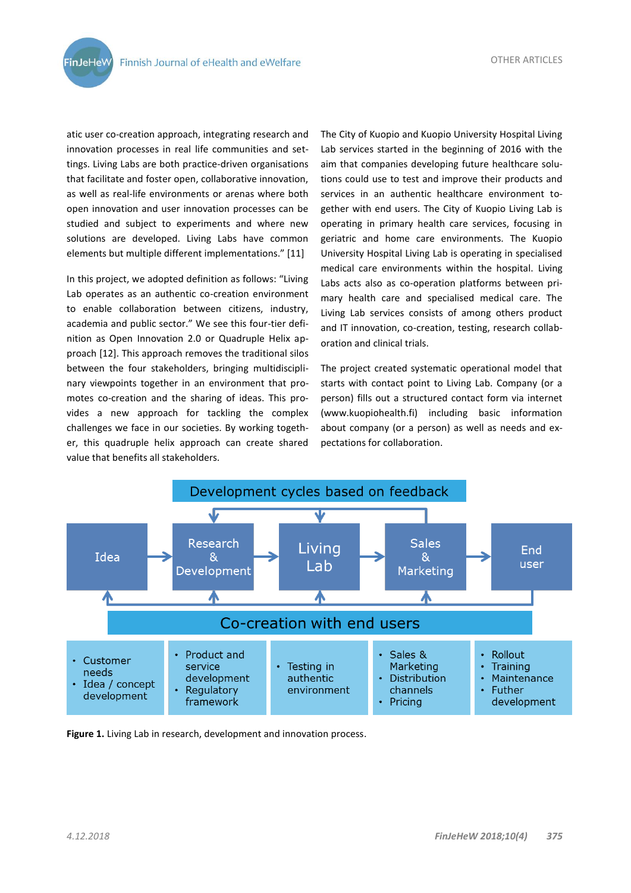atic user co-creation approach, integrating research and innovation processes in real life communities and settings. Living Labs are both practice-driven organisations that facilitate and foster open, collaborative innovation, as well as real-life environments or arenas where both open innovation and user innovation processes can be studied and subject to experiments and where new solutions are developed. Living Labs have common elements but multiple different implementations." [11]

In this project, we adopted definition as follows: "Living Lab operates as an authentic co-creation environment to enable collaboration between citizens, industry, academia and public sector." We see this four-tier definition as Open Innovation 2.0 or Quadruple Helix approach [12]. This approach removes the traditional silos between the four stakeholders, bringing multidisciplinary viewpoints together in an environment that promotes co-creation and the sharing of ideas. This provides a new approach for tackling the complex challenges we face in our societies. By working together, this quadruple helix approach can create shared value that benefits all stakeholders.

The City of Kuopio and Kuopio University Hospital Living Lab services started in the beginning of 2016 with the aim that companies developing future healthcare solutions could use to test and improve their products and services in an authentic healthcare environment together with end users. The City of Kuopio Living Lab is operating in primary health care services, focusing in geriatric and home care environments. The Kuopio University Hospital Living Lab is operating in specialised medical care environments within the hospital. Living Labs acts also as co-operation platforms between primary health care and specialised medical care. The Living Lab services consists of among others product and IT innovation, co-creation, testing, research collaboration and clinical trials.

The project created systematic operational model that starts with contact point to Living Lab. Company (or a person) fills out a structured contact form via internet (www.kuopiohealth.fi) including basic information about company (or a person) as well as needs and expectations for collaboration.

Development cycles based on feedback

Idea → Research & Development → Living Lab → Sales & Marketing → End user

Co-creation with end users

| Idea | Research & Development | Living Lab | Sales & Marketing | End user |
|---|---|---|---|---|
| • Customer needs<br>• Idea / concept development | • Product and service development<br>• Regulatory framework | • Testing in authentic environment | • Sales & Marketing<br>• Distribution channels<br>• Pricing | • Rollout<br>• Training<br>• Maintenance<br>• Futher development |

**Figure 1.** Living Lab in research, development and innovation process.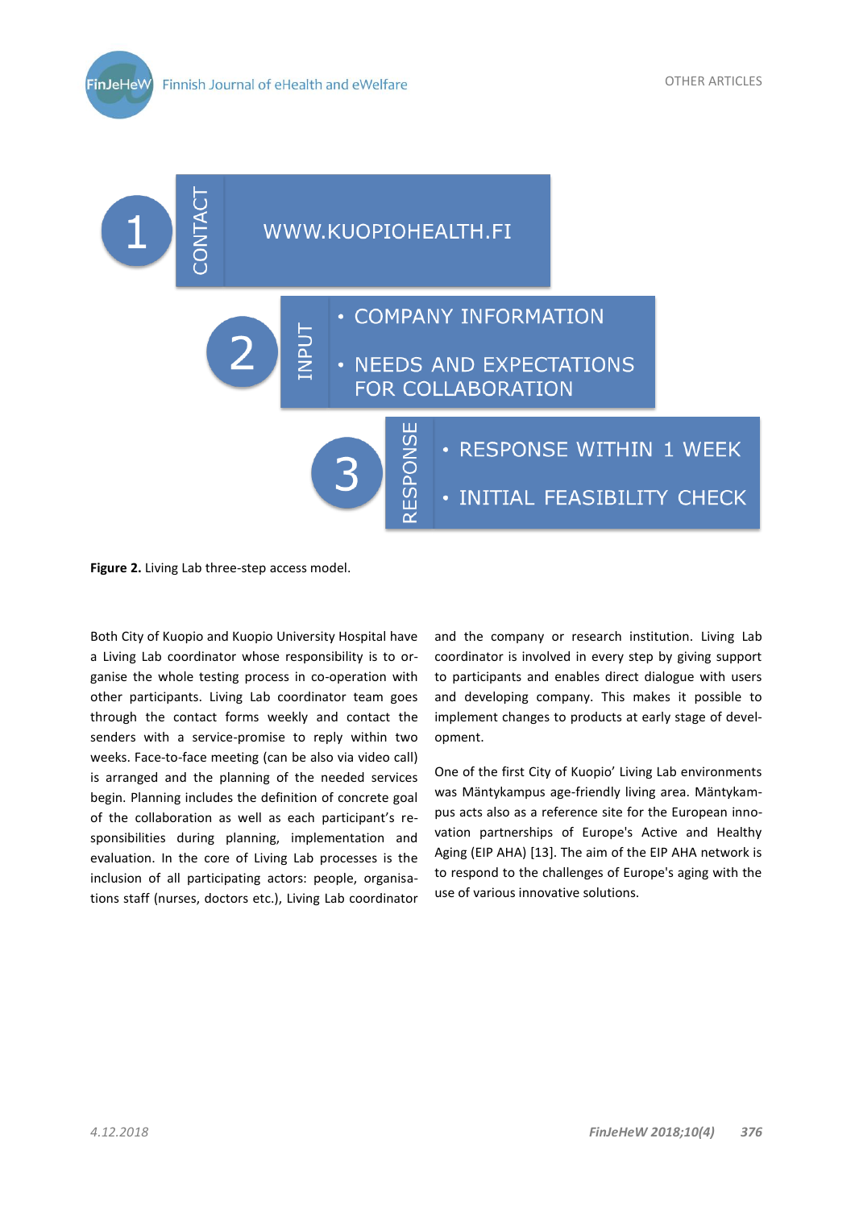1 CONTACT

WWW.KUOPIOHEALTH.FI

2 INPUT

- COMPANY INFORMATION
- NEEDS AND EXPECTATIONS FOR COLLABORATION

3 RESPONSE

- RESPONSE WITHIN 1 WEEK
- INITIAL FEASIBILITY CHECK

**Figure 2.** Living Lab three-step access model.

Both City of Kuopio and Kuopio University Hospital have a Living Lab coordinator whose responsibility is to organise the whole testing process in co-operation with other participants. Living Lab coordinator team goes through the contact forms weekly and contact the senders with a service-promise to reply within two weeks. Face-to-face meeting (can be also via video call) is arranged and the planning of the needed services begin. Planning includes the definition of concrete goal of the collaboration as well as each participant's responsibilities during planning, implementation and evaluation. In the core of Living Lab processes is the inclusion of all participating actors: people, organisations staff (nurses, doctors etc.), Living Lab coordinator and the company or research institution. Living Lab coordinator is involved in every step by giving support to participants and enables direct dialogue with users and developing company. This makes it possible to implement changes to products at early stage of development.

One of the first City of Kuopio' Living Lab environments was Mäntykampus age-friendly living area. Mäntykampus acts also as a reference site for the European innovation partnerships of Europe's Active and Healthy Aging (EIP AHA) [13]. The aim of the EIP AHA network is to respond to the challenges of Europe's aging with the use of various innovative solutions.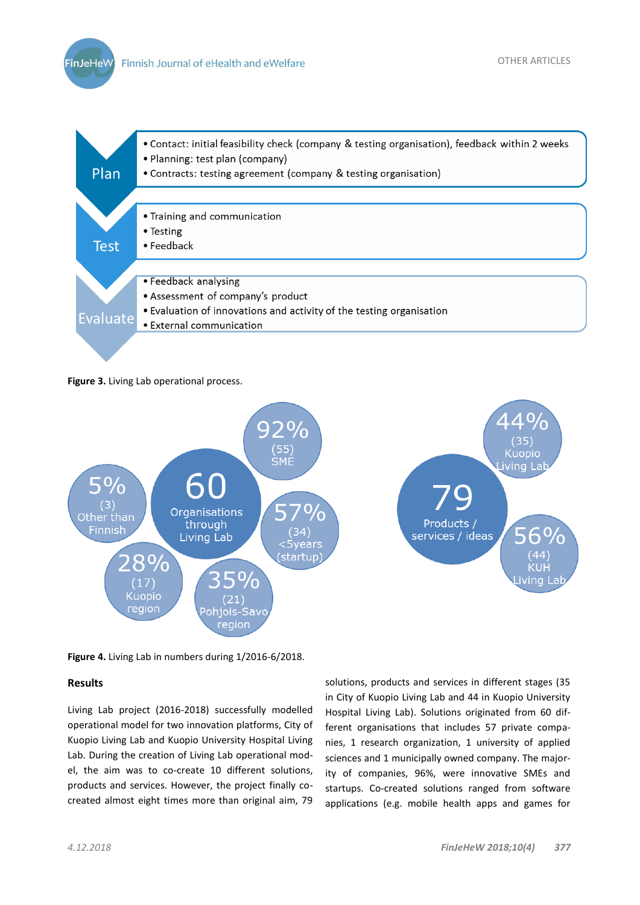Plan

- Contact: initial feasibility check (company & testing organisation), feedback within 2 weeks
- Planning: test plan (company)
- Contracts: testing agreement (company & testing organisation)

Test

- Training and communication
- Testing
- Feedback

Evaluate

- Feedback analysing
- Assessment of company's product
- Evaluation of innovations and activity of the testing organisation
- External communication

**Figure 3.** Living Lab operational process.

60 Organisations through Living Lab; 92% (55) SME; 57% (34) <5years (startup); 35% (21) Pohjois-Savo region; 28% (17) Kuopio region; 5% (3) Other than Finnish

79 Products / services / ideas; 44% (35) Kuopio Living Lab; 56% (44) KUH Living Lab

**Figure 4.** Living Lab in numbers during 1/2016-6/2018.

## Results

Living Lab project (2016-2018) successfully modelled operational model for two innovation platforms, City of Kuopio Living Lab and Kuopio University Hospital Living Lab. During the creation of Living Lab operational model, the aim was to co-create 10 different solutions, products and services. However, the project finally co-created almost eight times more than original aim, 79 solutions, products and services in different stages (35 in City of Kuopio Living Lab and 44 in Kuopio University Hospital Living Lab). Solutions originated from 60 different organisations that includes 57 private companies, 1 research organization, 1 university of applied sciences and 1 municipally owned company. The majority of companies, 96%, were innovative SMEs and startups. Co-created solutions ranged from software applications (e.g. mobile health apps and games for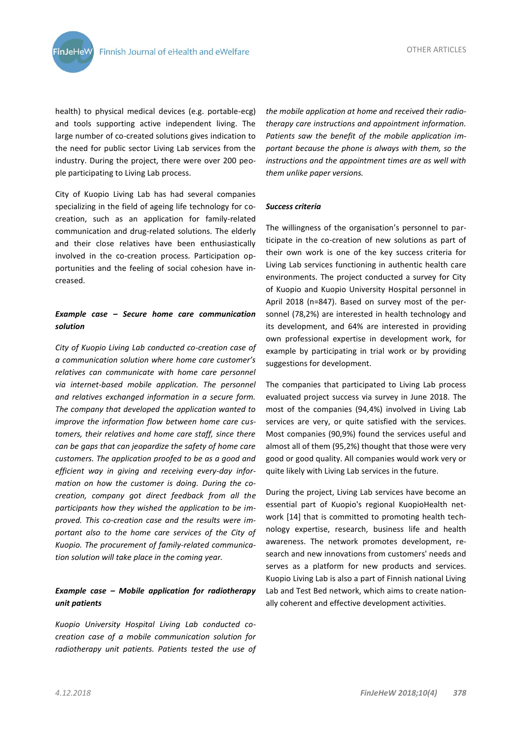health) to physical medical devices (e.g. portable-ecg) and tools supporting active independent living. The large number of co-created solutions gives indication to the need for public sector Living Lab services from the industry. During the project, there were over 200 people participating to Living Lab process.

City of Kuopio Living Lab has had several companies specializing in the field of ageing life technology for co-creation, such as an application for family-related communication and drug-related solutions. The elderly and their close relatives have been enthusiastically involved in the co-creation process. Participation opportunities and the feeling of social cohesion have increased.

***Example case – Secure home care communication solution***

*City of Kuopio Living Lab conducted co-creation case of a communication solution where home care customer's relatives can communicate with home care personnel via internet-based mobile application. The personnel and relatives exchanged information in a secure form. The company that developed the application wanted to improve the information flow between home care customers, their relatives and home care staff, since there can be gaps that can jeopardize the safety of home care customers. The application proofed to be as a good and efficient way in giving and receiving every-day information on how the customer is doing. During the co-creation, company got direct feedback from all the participants how they wished the application to be improved. This co-creation case and the results were important also to the home care services of the City of Kuopio. The procurement of family-related communication solution will take place in the coming year.*

***Example case – Mobile application for radiotherapy unit patients***

*Kuopio University Hospital Living Lab conducted co-creation case of a mobile communication solution for radiotherapy unit patients. Patients tested the use of the mobile application at home and received their radiotherapy care instructions and appointment information. Patients saw the benefit of the mobile application important because the phone is always with them, so the instructions and the appointment times are as well with them unlike paper versions.*

***Success criteria***

The willingness of the organisation's personnel to participate in the co-creation of new solutions as part of their own work is one of the key success criteria for Living Lab services functioning in authentic health care environments. The project conducted a survey for City of Kuopio and Kuopio University Hospital personnel in April 2018 (n=847). Based on survey most of the personnel (78,2%) are interested in health technology and its development, and 64% are interested in providing own professional expertise in development work, for example by participating in trial work or by providing suggestions for development.

The companies that participated to Living Lab process evaluated project success via survey in June 2018. The most of the companies (94,4%) involved in Living Lab services are very, or quite satisfied with the services. Most companies (90,9%) found the services useful and almost all of them (95,2%) thought that those were very good or good quality. All companies would work very or quite likely with Living Lab services in the future.

During the project, Living Lab services have become an essential part of Kuopio's regional KuopioHealth network [14] that is committed to promoting health technology expertise, research, business life and health awareness. The network promotes development, research and new innovations from customers' needs and serves as a platform for new products and services. Kuopio Living Lab is also a part of Finnish national Living Lab and Test Bed network, which aims to create nationally coherent and effective development activities.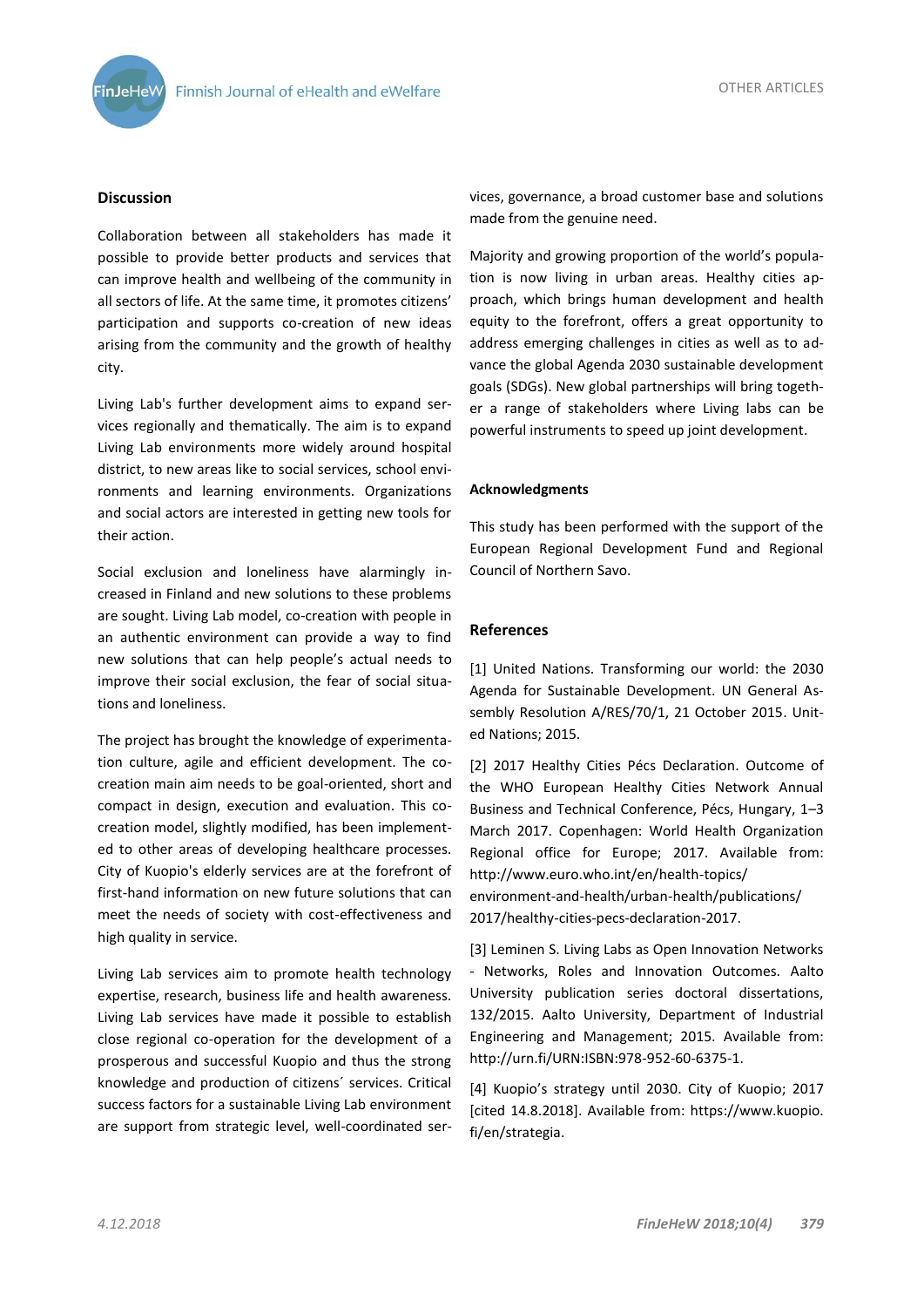## Discussion

Collaboration between all stakeholders has made it possible to provide better products and services that can improve health and wellbeing of the community in all sectors of life. At the same time, it promotes citizens' participation and supports co-creation of new ideas arising from the community and the growth of healthy city.

Living Lab's further development aims to expand services regionally and thematically. The aim is to expand Living Lab environments more widely around hospital district, to new areas like to social services, school environments and learning environments. Organizations and social actors are interested in getting new tools for their action.

Social exclusion and loneliness have alarmingly increased in Finland and new solutions to these problems are sought. Living Lab model, co-creation with people in an authentic environment can provide a way to find new solutions that can help people's actual needs to improve their social exclusion, the fear of social situations and loneliness.

The project has brought the knowledge of experimentation culture, agile and efficient development. The co-creation main aim needs to be goal-oriented, short and compact in design, execution and evaluation. This co-creation model, slightly modified, has been implemented to other areas of developing healthcare processes. City of Kuopio's elderly services are at the forefront of first-hand information on new future solutions that can meet the needs of society with cost-effectiveness and high quality in service.

Living Lab services aim to promote health technology expertise, research, business life and health awareness. Living Lab services have made it possible to establish close regional co-operation for the development of a prosperous and successful Kuopio and thus the strong knowledge and production of citizens´ services. Critical success factors for a sustainable Living Lab environment are support from strategic level, well-coordinated services, governance, a broad customer base and solutions made from the genuine need.

Majority and growing proportion of the world's population is now living in urban areas. Healthy cities approach, which brings human development and health equity to the forefront, offers a great opportunity to address emerging challenges in cities as well as to advance the global Agenda 2030 sustainable development goals (SDGs). New global partnerships will bring together a range of stakeholders where Living labs can be powerful instruments to speed up joint development.

### Acknowledgments

This study has been performed with the support of the European Regional Development Fund and Regional Council of Northern Savo.

## References

[1] United Nations. Transforming our world: the 2030 Agenda for Sustainable Development. UN General Assembly Resolution A/RES/70/1, 21 October 2015. United Nations; 2015.

[2] 2017 Healthy Cities Pécs Declaration. Outcome of the WHO European Healthy Cities Network Annual Business and Technical Conference, Pécs, Hungary, 1–3 March 2017. Copenhagen: World Health Organization Regional office for Europe; 2017. Available from: http://www.euro.who.int/en/health-topics/environment-and-health/urban-health/publications/2017/healthy-cities-pecs-declaration-2017.

[3] Leminen S. Living Labs as Open Innovation Networks - Networks, Roles and Innovation Outcomes. Aalto University publication series doctoral dissertations, 132/2015. Aalto University, Department of Industrial Engineering and Management; 2015. Available from: http://urn.fi/URN:ISBN:978-952-60-6375-1.

[4] Kuopio's strategy until 2030. City of Kuopio; 2017 [cited 14.8.2018]. Available from: https://www.kuopio.fi/en/strategia.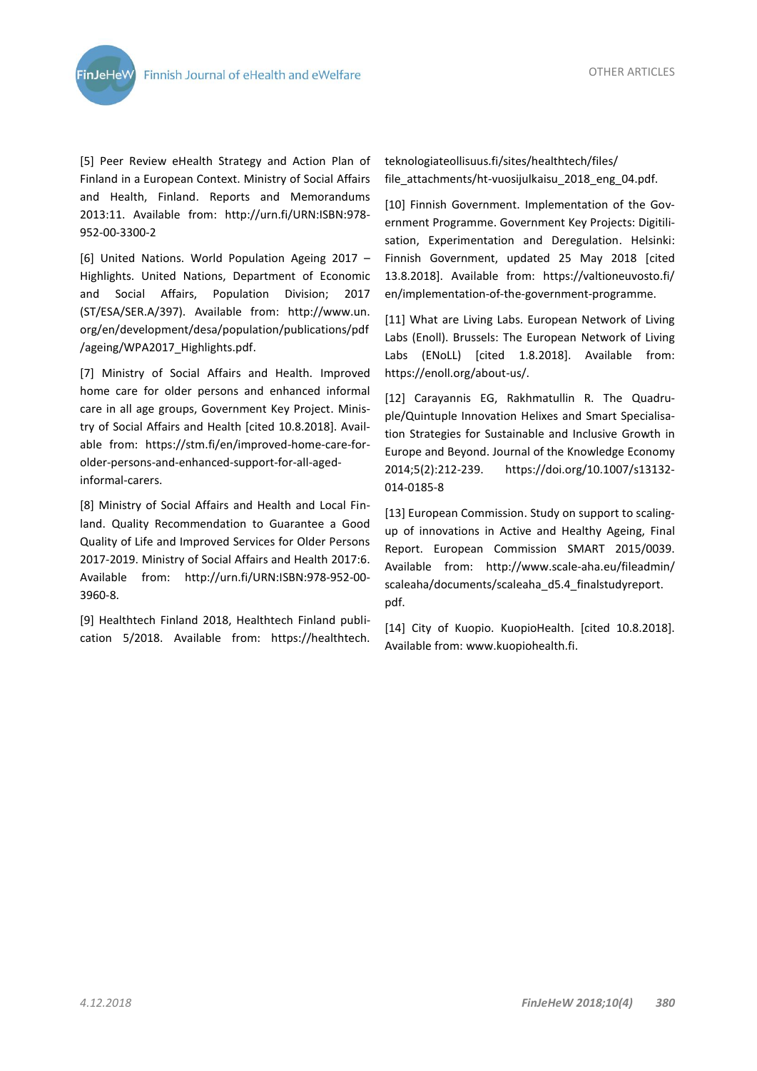[5] Peer Review eHealth Strategy and Action Plan of Finland in a European Context. Ministry of Social Affairs and Health, Finland. Reports and Memorandums 2013:11. Available from: http://urn.fi/URN:ISBN:978-952-00-3300-2

[6] United Nations. World Population Ageing 2017 – Highlights. United Nations, Department of Economic and Social Affairs, Population Division; 2017 (ST/ESA/SER.A/397). Available from: http://www.un.org/en/development/desa/population/publications/pdf/ageing/WPA2017_Highlights.pdf.

[7] Ministry of Social Affairs and Health. Improved home care for older persons and enhanced informal care in all age groups, Government Key Project. Ministry of Social Affairs and Health [cited 10.8.2018]. Available from: https://stm.fi/en/improved-home-care-for-older-persons-and-enhanced-support-for-all-aged-informal-carers.

[8] Ministry of Social Affairs and Health and Local Finland. Quality Recommendation to Guarantee a Good Quality of Life and Improved Services for Older Persons 2017-2019. Ministry of Social Affairs and Health 2017:6. Available from: http://urn.fi/URN:ISBN:978-952-00-3960-8.

[9] Healthtech Finland 2018, Healthtech Finland publication 5/2018. Available from: https://healthtech.teknologiateollisuus.fi/sites/healthtech/files/file_attachments/ht-vuosijulkaisu_2018_eng_04.pdf.

[10] Finnish Government. Implementation of the Government Programme. Government Key Projects: Digitilisation, Experimentation and Deregulation. Helsinki: Finnish Government, updated 25 May 2018 [cited 13.8.2018]. Available from: https://valtioneuvosto.fi/en/implementation-of-the-government-programme.

[11] What are Living Labs. European Network of Living Labs (Enoll). Brussels: The European Network of Living Labs (ENoLL) [cited 1.8.2018]. Available from: https://enoll.org/about-us/.

[12] Carayannis EG, Rakhmatullin R. The Quadruple/Quintuple Innovation Helixes and Smart Specialisation Strategies for Sustainable and Inclusive Growth in Europe and Beyond. Journal of the Knowledge Economy 2014;5(2):212-239. https://doi.org/10.1007/s13132-014-0185-8

[13] European Commission. Study on support to scaling-up of innovations in Active and Healthy Ageing, Final Report. European Commission SMART 2015/0039. Available from: http://www.scale-aha.eu/fileadmin/scaleaha/documents/scaleaha_d5.4_finalstudyreport.pdf.

[14] City of Kuopio. KuopioHealth. [cited 10.8.2018]. Available from: www.kuopiohealth.fi.